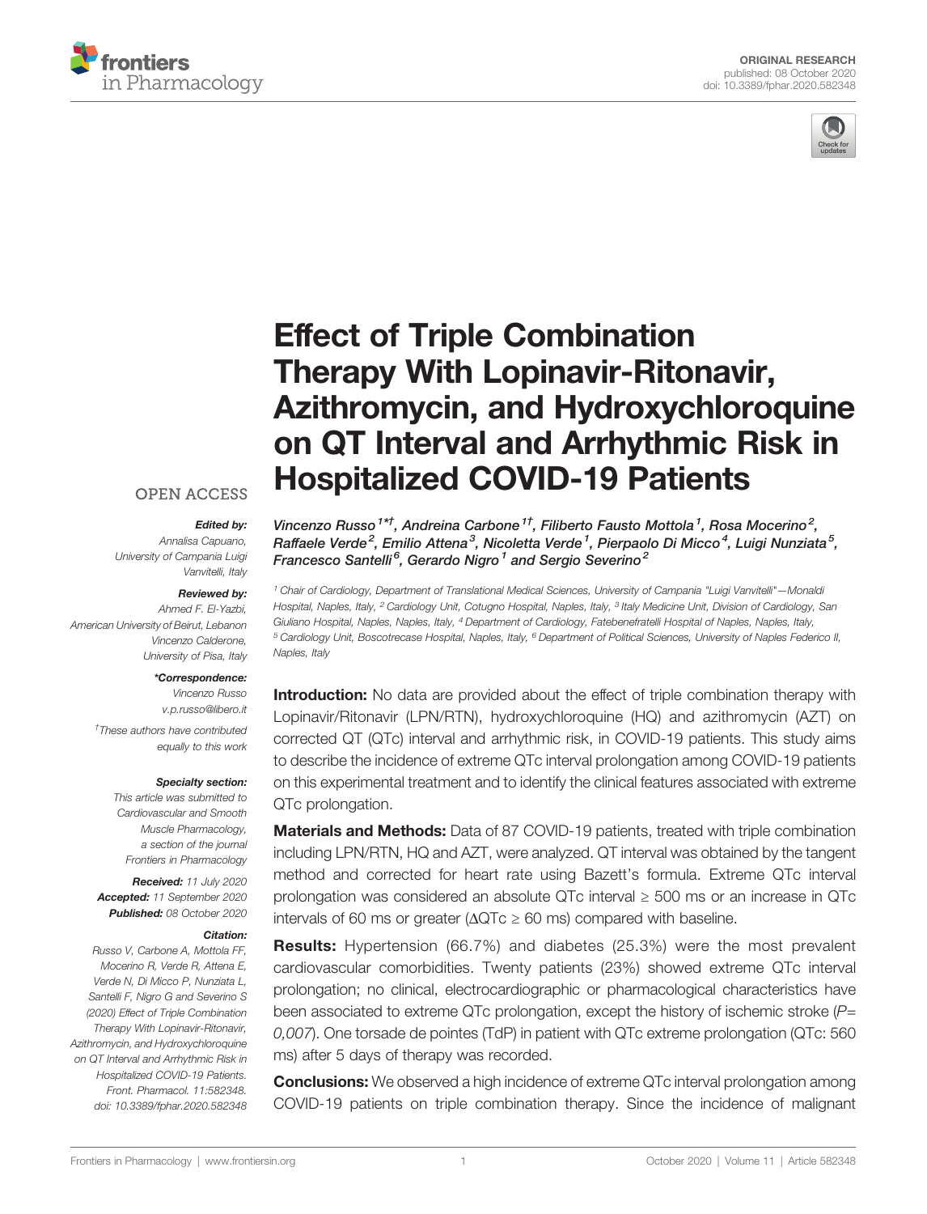ORIGINAL RESEARCH
published: 08 October 2020
doi: 10.3389/fphar.2020.582348

# Effect of Triple Combination Therapy With Lopinavir-Ritonavir, Azithromycin, and Hydroxychloroquine on QT Interval and Arrhythmic Risk in Hospitalized COVID-19 Patients

*Vincenzo Russo[1*†], Andreina Carbone[1†], Filiberto Fausto Mottola[1], Rosa Mocerino[2], Raffaele Verde[2], Emilio Attena[3], Nicoletta Verde[1], Pierpaolo Di Micco[4], Luigi Nunziata[5], Francesco Santelli[6], Gerardo Nigro[1] and Sergio Severino[2]*

[1] Chair of Cardiology, Department of Translational Medical Sciences, University of Campania "Luigi Vanvitelli"—Monaldi Hospital, Naples, Italy, [2] Cardiology Unit, Cotugno Hospital, Naples, Italy, [3] Italy Medicine Unit, Division of Cardiology, San Giuliano Hospital, Naples, Naples, Italy, [4] Department of Cardiology, Fatebenefratelli Hospital of Naples, Naples, Italy, [5] Cardiology Unit, Boscotrecase Hospital, Naples, Italy, [6] Department of Political Sciences, University of Naples Federico II, Naples, Italy

OPEN ACCESS

*Edited by:*
Annalisa Capuano,
University of Campania Luigi Vanvitelli, Italy

*Reviewed by:*
Ahmed F. El-Yazbi,
American University of Beirut, Lebanon
Vincenzo Calderone,
University of Pisa, Italy

***Correspondence:**
Vincenzo Russo
v.p.russo@libero.it

†These authors have contributed equally to this work

**Specialty section:**
This article was submitted to Cardiovascular and Smooth Muscle Pharmacology, a section of the journal Frontiers in Pharmacology

**Received:** 11 July 2020
**Accepted:** 11 September 2020
**Published:** 08 October 2020

**Citation:**
Russo V, Carbone A, Mottola FF, Mocerino R, Verde R, Attena E, Verde N, Di Micco P, Nunziata L, Santelli F, Nigro G and Severino S (2020) Effect of Triple Combination Therapy With Lopinavir-Ritonavir, Azithromycin, and Hydroxychloroquine on QT Interval and Arrhythmic Risk in Hospitalized COVID-19 Patients. Front. Pharmacol. 11:582348. doi: 10.3389/fphar.2020.582348

**Introduction:** No data are provided about the effect of triple combination therapy with Lopinavir/Ritonavir (LPN/RTN), hydroxychloroquine (HQ) and azithromycin (AZT) on corrected QT (QTc) interval and arrhythmic risk, in COVID-19 patients. This study aims to describe the incidence of extreme QTc interval prolongation among COVID-19 patients on this experimental treatment and to identify the clinical features associated with extreme QTc prolongation.

**Materials and Methods:** Data of 87 COVID-19 patients, treated with triple combination including LPN/RTN, HQ and AZT, were analyzed. QT interval was obtained by the tangent method and corrected for heart rate using Bazett's formula. Extreme QTc interval prolongation was considered an absolute QTc interval ≥ 500 ms or an increase in QTc intervals of 60 ms or greater (ΔQTc ≥ 60 ms) compared with baseline.

**Results:** Hypertension (66.7%) and diabetes (25.3%) were the most prevalent cardiovascular comorbidities. Twenty patients (23%) showed extreme QTc interval prolongation; no clinical, electrocardiographic or pharmacological characteristics have been associated to extreme QTc prolongation, except the history of ischemic stroke (*P= 0,007*). One torsade de pointes (TdP) in patient with QTc extreme prolongation (QTc: 560 ms) after 5 days of therapy was recorded.

**Conclusions:** We observed a high incidence of extreme QTc interval prolongation among COVID-19 patients on triple combination therapy. Since the incidence of malignant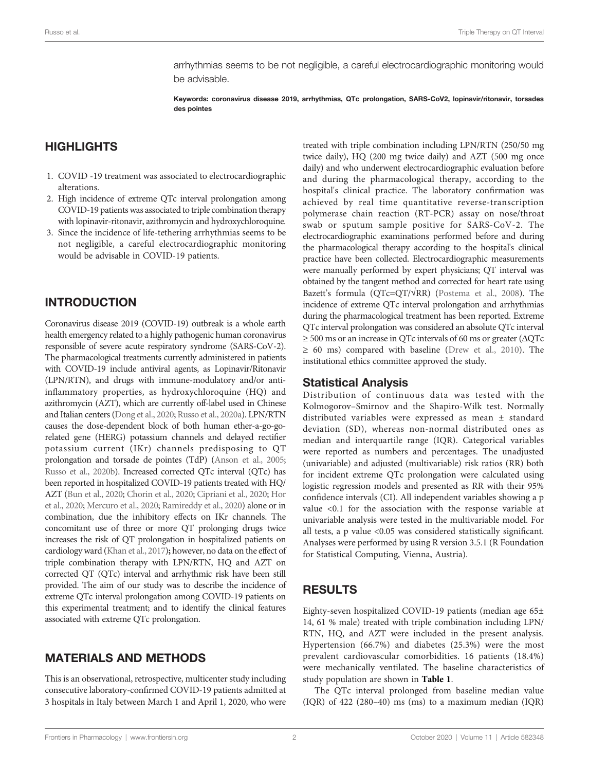arrhythmias seems to be not negligible, a careful electrocardiographic monitoring would be advisable.

**Keywords: coronavirus disease 2019, arrhythmias, QTc prolongation, SARS-CoV2, lopinavir/ritonavir, torsades des pointes**

## HIGHLIGHTS

1. COVID -19 treatment was associated to electrocardiographic alterations.
2. High incidence of extreme QTc interval prolongation among COVID-19 patients was associated to triple combination therapy with lopinavir-ritonavir, azithromycin and hydroxychloroquine.
3. Since the incidence of life-tethering arrhythmias seems to be not negligible, a careful electrocardiographic monitoring would be advisable in COVID-19 patients.

## INTRODUCTION

Coronavirus disease 2019 (COVID-19) outbreak is a whole earth health emergency related to a highly pathogenic human coronavirus responsible of severe acute respiratory syndrome (SARS-CoV-2). The pharmacological treatments currently administered in patients with COVID-19 include antiviral agents, as Lopinavir/Ritonavir (LPN/RTN), and drugs with immune-modulatory and/or anti-inflammatory properties, as hydroxychloroquine (HQ) and azithromycin (AZT), which are currently off-label used in Chinese and Italian centers (Dong et al., 2020; Russo et al., 2020a). LPN/RTN causes the dose-dependent block of both human ether-a-go-go-related gene (HERG) potassium channels and delayed rectifier potassium current (IKr) channels predisposing to QT prolongation and torsade de pointes (TdP) (Anson et al., 2005; Russo et al., 2020b). Increased corrected QTc interval (QTc) has been reported in hospitalized COVID-19 patients treated with HQ/AZT (Bun et al., 2020; Chorin et al., 2020; Cipriani et al., 2020; Hor et al., 2020; Mercuro et al., 2020; Ramireddy et al., 2020) alone or in combination, due the inhibitory effects on IKr channels. The concomitant use of three or more QT prolonging drugs twice increases the risk of QT prolongation in hospitalized patients on cardiology ward (Khan et al., 2017)**;** however, no data on the effect of triple combination therapy with LPN/RTN, HQ and AZT on corrected QT (QTc) interval and arrhythmic risk have been still provided. The aim of our study was to describe the incidence of extreme QTc interval prolongation among COVID-19 patients on this experimental treatment; and to identify the clinical features associated with extreme QTc prolongation.

## MATERIALS AND METHODS

This is an observational, retrospective, multicenter study including consecutive laboratory-confirmed COVID-19 patients admitted at 3 hospitals in Italy between March 1 and April 1, 2020, who were treated with triple combination including LPN/RTN (250/50 mg twice daily), HQ (200 mg twice daily) and AZT (500 mg once daily) and who underwent electrocardiographic evaluation before and during the pharmacological therapy, according to the hospital's clinical practice. The laboratory confirmation was achieved by real time quantitative reverse-transcription polymerase chain reaction (RT-PCR) assay on nose/throat swab or sputum sample positive for SARS-CoV-2. The electrocardiographic examinations performed before and during the pharmacological therapy according to the hospital's clinical practice have been collected. Electrocardiographic measurements were manually performed by expert physicians; QT interval was obtained by the tangent method and corrected for heart rate using Bazett's formula ($QTc=QT/\sqrt{RR}$) (Postema et al., 2008). The incidence of extreme QTc interval prolongation and arrhythmias during the pharmacological treatment has been reported. Extreme QTc interval prolongation was considered an absolute QTc interval $\geq$ 500 ms or an increase in QTc intervals of 60 ms or greater ($\Delta QTc \geq 60$ ms) compared with baseline (Drew et al., 2010). The institutional ethics committee approved the study.

### Statistical Analysis

Distribution of continuous data was tested with the Kolmogorov–Smirnov and the Shapiro-Wilk test. Normally distributed variables were expressed as mean ± standard deviation (SD), whereas non-normal distributed ones as median and interquartile range (IQR). Categorical variables were reported as numbers and percentages. The unadjusted (univariable) and adjusted (multivariable) risk ratios (RR) both for incident extreme QTc prolongation were calculated using logistic regression models and presented as RR with their 95% confidence intervals (CI). All independent variables showing a p value <0.1 for the association with the response variable at univariable analysis were tested in the multivariable model. For all tests, a p value <0.05 was considered statistically significant. Analyses were performed by using R version 3.5.1 (R Foundation for Statistical Computing, Vienna, Austria).

## RESULTS

Eighty-seven hospitalized COVID-19 patients (median age 65± 14, 61 % male) treated with triple combination including LPN/RTN, HQ, and AZT were included in the present analysis. Hypertension (66.7%) and diabetes (25.3%) were the most prevalent cardiovascular comorbidities. 16 patients (18.4%) were mechanically ventilated. The baseline characteristics of study population are shown in **Table 1**.

The QTc interval prolonged from baseline median value (IQR) of 422 (280–40) ms (ms) to a maximum median (IQR)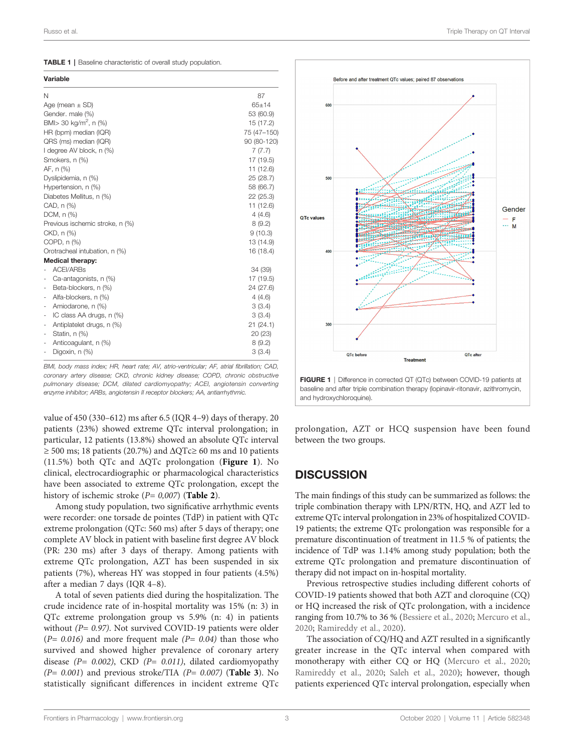**TABLE 1** | Baseline characteristic of overall study population.

| Variable | |
|---|---|
| N | 87 |
| Age (mean ± SD) | 65±14 |
| Gender. male (%) | 53 (60.9) |
| BMI> 30 kg/m$^2$, n (%) | 15 (17.2) |
| HR (bpm) median (IQR) | 75 (47–150) |
| QRS (ms) median (IQR) | 90 (80-120) |
| I degree AV block, n (%) | 7 (7.7) |
| Smokers, n (%) | 17 (19.5) |
| AF, n (%) | 11 (12.6) |
| Dyslipidemia, n (%) | 25 (28.7) |
| Hypertension, n (%) | 58 (66.7) |
| Diabetes Mellitus, n (%) | 22 (25.3) |
| CAD, n (%) | 11 (12.6) |
| DCM, n (%) | 4 (4.6) |
| Previous ischemic stroke, n (%) | 8 (9.2) |
| CKD, n (%) | 9 (10.3) |
| COPD, n (%) | 13 (14.9) |
| Orotracheal intubation, n (%) | 16 (18.4) |
| **Medical therapy:** | |
| - ACEI/ARBs | 34 (39) |
| - Ca-antagonists, n (%) | 17 (19.5) |
| - Beta-blockers, n (%) | 24 (27.6) |
| - Alfa-blockers, n (%) | 4 (4.6) |
| - Amiodarone, n (%) | 3 (3.4) |
| - IC class AA drugs, n (%) | 3 (3.4) |
| - Antiplatelet drugs, n (%) | 21 (24.1) |
| - Statin, n (%) | 20 (23) |
| - Anticoagulant, n (%) | 8 (9.2) |
| - Digoxin, n (%) | 3 (3.4) |

*BMI, body mass index; HR, heart rate; AV, atrio-ventricular; AF, atrial fibrillation; CAD, coronary artery disease; CKD, chronic kidney disease; COPD, chronic obstructive pulmonary disease; DCM, dilated cardiomyopathy; ACEI, angiotensin converting enzyme inhibitor; ARBs, angiotensin II receptor blockers; AA, antiarrhythmic.*

value of 450 (330–612) ms after 6.5 (IQR 4–9) days of therapy. 20 patients (23%) showed extreme QTc interval prolongation; in particular, 12 patients (13.8%) showed an absolute QTc interval ≥ 500 ms; 18 patients (20.7%) and ΔQTc≥ 60 ms and 10 patients (11.5%) both QTc and ΔQTc prolongation (**Figure 1**). No clinical, electrocardiographic or pharmacological characteristics have been associated to extreme QTc prolongation, except the history of ischemic stroke (*P= 0,007*) (**Table 2**).

Among study population, two significative arrhythmic events were recorder: one torsade de pointes (TdP) in patient with QTc extreme prolongation (QTc: 560 ms) after 5 days of therapy; one complete AV block in patient with baseline first degree AV block (PR: 230 ms) after 3 days of therapy. Among patients with extreme QTc prolongation, AZT has been suspended in six patients (7%), whereas HY was stopped in four patients (4.5%) after a median 7 days (IQR 4–8).

A total of seven patients died during the hospitalization. The crude incidence rate of in-hospital mortality was 15% (n: 3) in QTc extreme prolongation group vs 5.9% (n: 4) in patients without *(P= 0.97)*. Not survived COVID-19 patients were older (*P= 0.016)* and more frequent male *(P= 0.04)* than those who survived and showed higher prevalence of coronary artery disease *(P= 0.002)*, CKD *(P= 0.011)*, dilated cardiomyopathy *(P= 0.001)* and previous stroke/TIA *(P= 0.007)* (**Table 3**). No statistically significant differences in incident extreme QTc prolongation, AZT or HCQ suspension have been found between the two groups.

**FIGURE 1** | Difference in corrected QT (QTc) between COVID-19 patients at baseline and after triple combination therapy (lopinavir-ritonavir, azithromycin, and hydroxychloroquine).

## DISCUSSION

The main findings of this study can be summarized as follows: the triple combination therapy with LPN/RTN, HQ, and AZT led to extreme QTc interval prolongation in 23% of hospitalized COVID-19 patients; the extreme QTc prolongation was responsible for a premature discontinuation of treatment in 11.5 % of patients; the incidence of TdP was 1.14% among study population; both the extreme QTc prolongation and premature discontinuation of therapy did not impact on in-hospital mortality.

Previous retrospective studies including different cohorts of COVID-19 patients showed that both AZT and cloroquine (CQ) or HQ increased the risk of QTc prolongation, with a incidence ranging from 10.7% to 36 % (Bessiere et al., 2020; Mercuro et al., 2020; Ramireddy et al., 2020).

The association of CQ/HQ and AZT resulted in a significantly greater increase in the QTc interval when compared with monotherapy with either CQ or HQ (Mercuro et al., 2020; Ramireddy et al., 2020; Saleh et al., 2020); however, though patients experienced QTc interval prolongation, especially when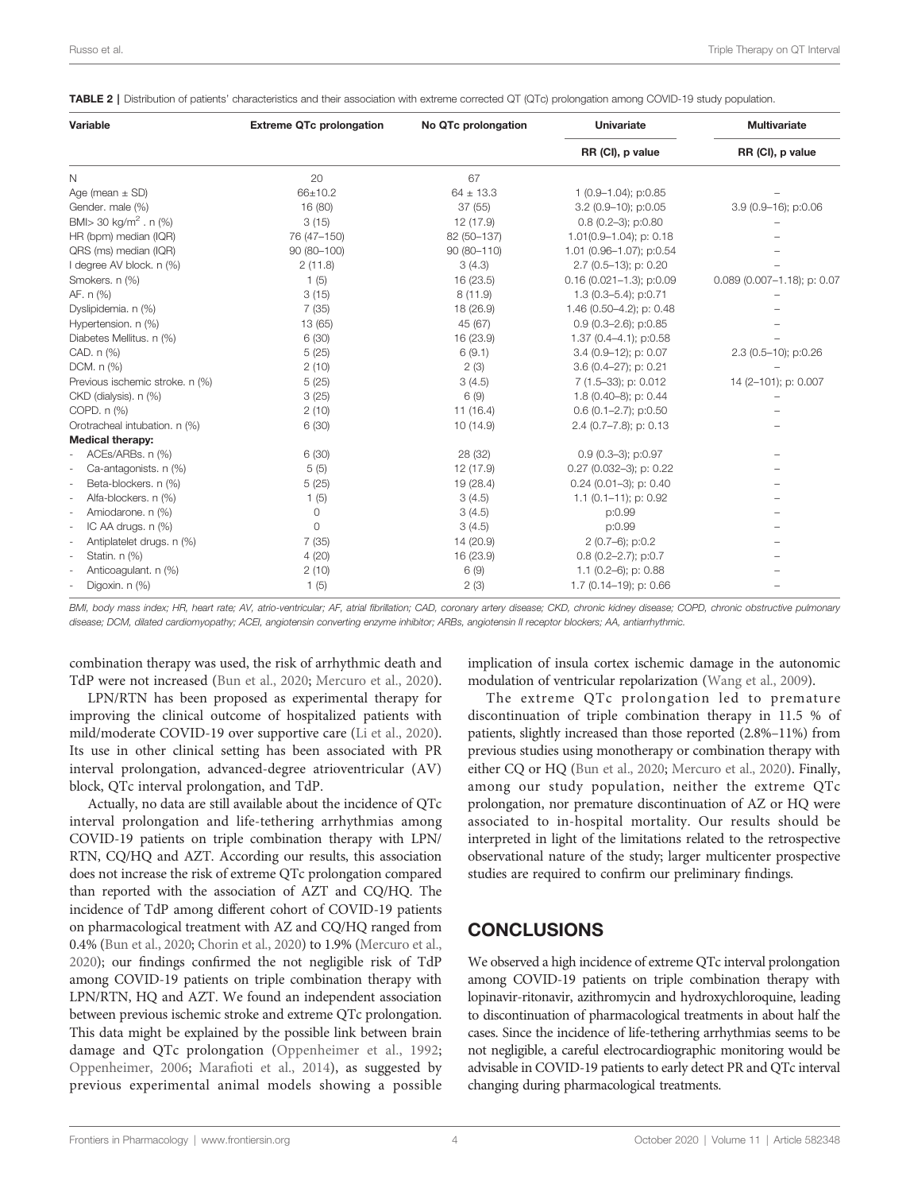**TABLE 2 |** Distribution of patients' characteristics and their association with extreme corrected QT (QTc) prolongation among COVID-19 study population.

| Variable | Extreme QTc prolongation | No QTc prolongation | Univariate | Multivariate |
|---|---|---|---|---|
| | | | RR (CI), p value | RR (CI), p value |
| N | 20 | 67 | | |
| Age (mean ± SD) | 66±10.2 | 64 ± 13.3 | 1 (0.9–1.04); p:0.85 | – |
| Gender. male (%) | 16 (80) | 37 (55) | 3.2 (0.9–10); p:0.05 | 3.9 (0.9–16); p:0.06 |
| BMI> 30 kg/m$^2$ . n (%) | 3 (15) | 12 (17.9) | 0.8 (0.2–3); p:0.80 | – |
| HR (bpm) median (IQR) | 76 (47–150) | 82 (50–137) | 1.01(0.9–1.04); p: 0.18 | – |
| QRS (ms) median (IQR) | 90 (80–100) | 90 (80–110) | 1.01 (0.96–1.07); p:0.54 | – |
| I degree AV block. n (%) | 2 (11.8) | 3 (4.3) | 2.7 (0.5–13); p: 0.20 | – |
| Smokers. n (%) | 1 (5) | 16 (23.5) | 0.16 (0.021–1.3); p:0.09 | 0.089 (0.007–1.18); p: 0.07 |
| AF. n (%) | 3 (15) | 8 (11.9) | 1.3 (0.3–5.4); p:0.71 | – |
| Dyslipidemia. n (%) | 7 (35) | 18 (26.9) | 1.46 (0.50–4.2); p: 0.48 | – |
| Hypertension. n (%) | 13 (65) | 45 (67) | 0.9 (0.3–2.6); p:0.85 | – |
| Diabetes Mellitus. n (%) | 6 (30) | 16 (23.9) | 1.37 (0.4–4.1); p:0.58 | – |
| CAD. n (%) | 5 (25) | 6 (9.1) | 3.4 (0.9–12); p: 0.07 | 2.3 (0.5–10); p:0.26 |
| DCM. n (%) | 2 (10) | 2 (3) | 3.6 (0.4–27); p: 0.21 | – |
| Previous ischemic stroke. n (%) | 5 (25) | 3 (4.5) | 7 (1.5–33); p: 0.012 | 14 (2–101); p: 0.007 |
| CKD (dialysis). n (%) | 3 (25) | 6 (9) | 1.8 (0.40–8); p: 0.44 | – |
| COPD. n (%) | 2 (10) | 11 (16.4) | 0.6 (0.1–2.7); p:0.50 | – |
| Orotracheal intubation. n (%) | 6 (30) | 10 (14.9) | 2.4 (0.7–7.8); p: 0.13 | – |
| **Medical therapy:** | | | | |
| - ACEs/ARBs. n (%) | 6 (30) | 28 (32) | 0.9 (0.3–3); p:0.97 | – |
| - Ca-antagonists. n (%) | 5 (5) | 12 (17.9) | 0.27 (0.032–3); p: 0.22 | – |
| - Beta-blockers. n (%) | 5 (25) | 19 (28.4) | 0.24 (0.01–3); p: 0.40 | – |
| - Alfa-blockers. n (%) | 1 (5) | 3 (4.5) | 1.1 (0.1–11); p: 0.92 | – |
| - Amiodarone. n (%) | 0 | 3 (4.5) | p:0.99 | – |
| - IC AA drugs. n (%) | 0 | 3 (4.5) | p:0.99 | – |
| - Antiplatelet drugs. n (%) | 7 (35) | 14 (20.9) | 2 (0.7–6); p:0.2 | – |
| - Statin. n (%) | 4 (20) | 16 (23.9) | 0.8 (0.2–2.7); p:0.7 | – |
| - Anticoagulant. n (%) | 2 (10) | 6 (9) | 1.1 (0.2–6); p: 0.88 | – |
| - Digoxin. n (%) | 1 (5) | 2 (3) | 1.7 (0.14–19); p: 0.66 | – |

*BMI, body mass index; HR, heart rate; AV, atrio-ventricular; AF, atrial fibrillation; CAD, coronary artery disease; CKD, chronic kidney disease; COPD, chronic obstructive pulmonary disease; DCM, dilated cardiomyopathy; ACEI, angiotensin converting enzyme inhibitor; ARBs, angiotensin II receptor blockers; AA, antiarrhythmic.*

combination therapy was used, the risk of arrhythmic death and TdP were not increased (Bun et al., 2020; Mercuro et al., 2020).

LPN/RTN has been proposed as experimental therapy for improving the clinical outcome of hospitalized patients with mild/moderate COVID-19 over supportive care (Li et al., 2020). Its use in other clinical setting has been associated with PR interval prolongation, advanced-degree atrioventricular (AV) block, QTc interval prolongation, and TdP.

Actually, no data are still available about the incidence of QTc interval prolongation and life-tethering arrhythmias among COVID-19 patients on triple combination therapy with LPN/RTN, CQ/HQ and AZT. According our results, this association does not increase the risk of extreme QTc prolongation compared than reported with the association of AZT and CQ/HQ. The incidence of TdP among different cohort of COVID-19 patients on pharmacological treatment with AZ and CQ/HQ ranged from 0.4% (Bun et al., 2020; Chorin et al., 2020) to 1.9% (Mercuro et al., 2020); our findings confirmed the not negligible risk of TdP among COVID-19 patients on triple combination therapy with LPN/RTN, HQ and AZT. We found an independent association between previous ischemic stroke and extreme QTc prolongation. This data might be explained by the possible link between brain damage and QTc prolongation (Oppenheimer et al., 1992; Oppenheimer, 2006; Marafioti et al., 2014), as suggested by previous experimental animal models showing a possible implication of insula cortex ischemic damage in the autonomic modulation of ventricular repolarization (Wang et al., 2009).

The extreme QTc prolongation led to premature discontinuation of triple combination therapy in 11.5 % of patients, slightly increased than those reported (2.8%–11%) from previous studies using monotherapy or combination therapy with either CQ or HQ (Bun et al., 2020; Mercuro et al., 2020). Finally, among our study population, neither the extreme QTc prolongation, nor premature discontinuation of AZ or HQ were associated to in-hospital mortality. Our results should be interpreted in light of the limitations related to the retrospective observational nature of the study; larger multicenter prospective studies are required to confirm our preliminary findings.

## CONCLUSIONS

We observed a high incidence of extreme QTc interval prolongation among COVID-19 patients on triple combination therapy with lopinavir-ritonavir, azithromycin and hydroxychloroquine, leading to discontinuation of pharmacological treatments in about half the cases. Since the incidence of life-tethering arrhythmias seems to be not negligible, a careful electrocardiographic monitoring would be advisable in COVID-19 patients to early detect PR and QTc interval changing during pharmacological treatments.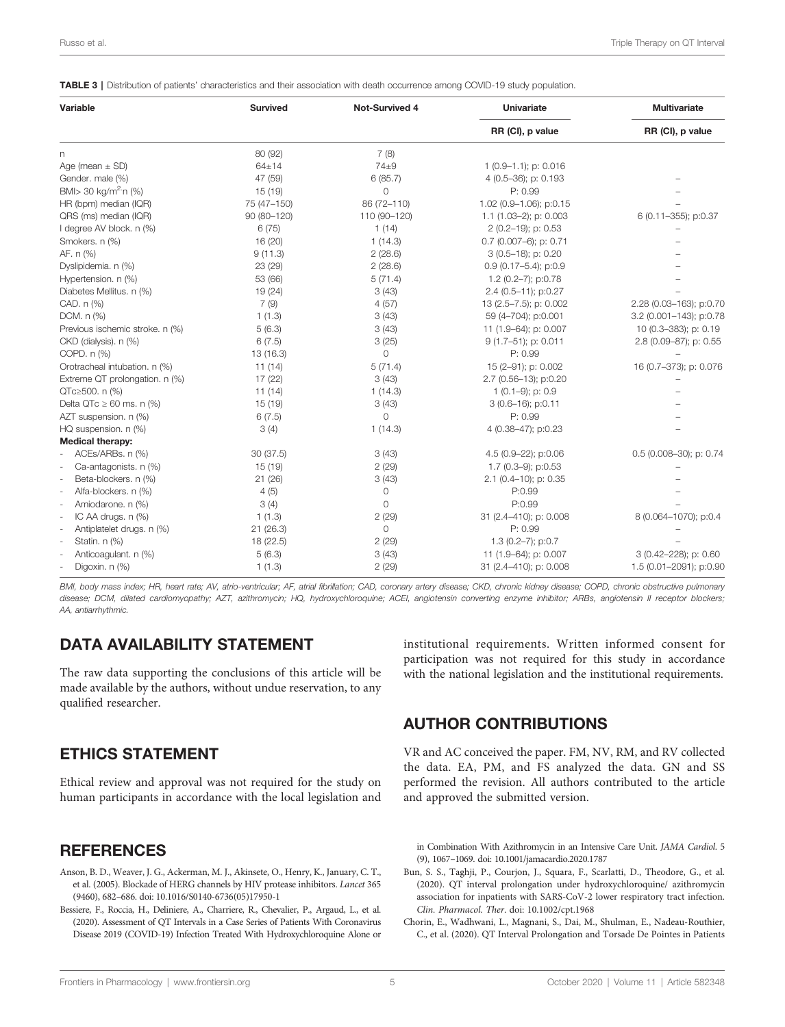**TABLE 3** | Distribution of patients' characteristics and their association with death occurrence among COVID-19 study population.

| Variable | Survived | Not-Survived 4 | Univariate | Multivariate |
|---|---|---|---|---|
| | | | RR (CI), p value | RR (CI), p value |
| n | 80 (92) | 7 (8) | | |
| Age (mean ± SD) | 64±14 | 74±9 | 1 (0.9–1.1); p: 0.016 | |
| Gender. male (%) | 47 (59) | 6 (85.7) | 4 (0.5–36); p: 0.193 | – |
| BMI> 30 kg/m$^2$·n (%) | 15 (19) | 0 | P: 0.99 | – |
| HR (bpm) median (IQR) | 75 (47–150) | 86 (72–110) | 1.02 (0.9–1.06); p:0.15 | – |
| QRS (ms) median (IQR) | 90 (80–120) | 110 (90–120) | 1.1 (1.03–2); p: 0.003 | 6 (0.11–355); p:0.37 |
| I degree AV block. n (%) | 6 (75) | 1 (14) | 2 (0.2–19); p: 0.53 | – |
| Smokers. n (%) | 16 (20) | 1 (14.3) | 0.7 (0.007–6); p: 0.71 | – |
| AF. n (%) | 9 (11.3) | 2 (28.6) | 3 (0.5–18); p: 0.20 | – |
| Dyslipidemia. n (%) | 23 (29) | 2 (28.6) | 0.9 (0.17–5.4); p:0.9 | – |
| Hypertension. n (%) | 53 (66) | 5 (71.4) | 1.2 (0.2–7); p:0.78 | – |
| Diabetes Mellitus. n (%) | 19 (24) | 3 (43) | 2.4 (0.5–11); p:0.27 | – |
| CAD. n (%) | 7 (9) | 4 (57) | 13 (2.5–7.5); p: 0.002 | 2.28 (0.03–163); p:0.70 |
| DCM. n (%) | 1 (1.3) | 3 (43) | 59 (4–704); p:0.001 | 3.2 (0.001–143); p:0.78 |
| Previous ischemic stroke. n (%) | 5 (6.3) | 3 (43) | 11 (1.9–64); p: 0.007 | 10 (0.3–383); p: 0.19 |
| CKD (dialysis). n (%) | 6 (7.5) | 3 (25) | 9 (1.7–51); p: 0.011 | 2.8 (0.09–87); p: 0.55 |
| COPD. n (%) | 13 (16.3) | 0 | P: 0.99 | – |
| Orotracheal intubation. n (%) | 11 (14) | 5 (71.4) | 15 (2–91); p: 0.002 | 16 (0.7–373); p: 0.076 |
| Extreme QT prolongation. n (%) | 17 (22) | 3 (43) | 2.7 (0.56–13); p:0.20 | – |
| QTc≥500. n (%) | 11 (14) | 1 (14.3) | 1 (0.1–9); p: 0.9 | – |
| Delta QTc ≥ 60 ms. n (%) | 15 (19) | 3 (43) | 3 (0.6–16); p:0.11 | – |
| AZT suspension. n (%) | 6 (7.5) | 0 | P: 0.99 | – |
| HQ suspension. n (%) | 3 (4) | 1 (14.3) | 4 (0.38–47); p:0.23 | – |
| **Medical therapy:** | | | | |
| - ACEs/ARBs. n (%) | 30 (37.5) | 3 (43) | 4.5 (0.9–22); p:0.06 | 0.5 (0.008–30); p: 0.74 |
| - Ca-antagonists. n (%) | 15 (19) | 2 (29) | 1.7 (0.3–9); p:0.53 | – |
| - Beta-blockers. n (%) | 21 (26) | 3 (43) | 2.1 (0.4–10); p: 0.35 | – |
| - Alfa-blockers. n (%) | 4 (5) | 0 | P:0.99 | – |
| - Amiodarone. n (%) | 3 (4) | 0 | P:0.99 | – |
| - IC AA drugs. n (%) | 1 (1.3) | 2 (29) | 31 (2.4–410); p: 0.008 | 8 (0.064–1070); p:0.4 |
| - Antiplatelet drugs. n (%) | 21 (26.3) | 0 | P: 0.99 | – |
| - Statin. n (%) | 18 (22.5) | 2 (29) | 1.3 (0.2–7); p:0.7 | – |
| - Anticoagulant. n (%) | 5 (6.3) | 3 (43) | 11 (1.9–64); p: 0.007 | 3 (0.42–228); p: 0.60 |
| - Digoxin. n (%) | 1 (1.3) | 2 (29) | 31 (2.4–410); p: 0.008 | 1.5 (0.01–2091); p:0.90 |

*BMI, body mass index; HR, heart rate; AV, atrio-ventricular; AF, atrial fibrillation; CAD, coronary artery disease; CKD, chronic kidney disease; COPD, chronic obstructive pulmonary disease; DCM, dilated cardiomyopathy; AZT, azithromycin; HQ, hydroxychloroquine; ACEI, angiotensin converting enzyme inhibitor; ARBs, angiotensin II receptor blockers; AA, antiarrhythmic.*

## DATA AVAILABILITY STATEMENT

The raw data supporting the conclusions of this article will be made available by the authors, without undue reservation, to any qualified researcher.

## ETHICS STATEMENT

Ethical review and approval was not required for the study on human participants in accordance with the local legislation and institutional requirements. Written informed consent for participation was not required for this study in accordance with the national legislation and the institutional requirements.

## AUTHOR CONTRIBUTIONS

VR and AC conceived the paper. FM, NV, RM, and RV collected the data. EA, PM, and FS analyzed the data. GN and SS performed the revision. All authors contributed to the article and approved the submitted version.

## REFERENCES

Anson, B. D., Weaver, J. G., Ackerman, M. J., Akinsete, O., Henry, K., January, C. T., et al. (2005). Blockade of HERG channels by HIV protease inhibitors. *Lancet* 365 (9460), 682–686. doi: 10.1016/S0140-6736(05)17950-1

Bessiere, F., Roccia, H., Deliniere, A., Charriere, R., Chevalier, P., Argaud, L., et al. (2020). Assessment of QT Intervals in a Case Series of Patients With Coronavirus Disease 2019 (COVID-19) Infection Treated With Hydroxychloroquine Alone or in Combination With Azithromycin in an Intensive Care Unit. *JAMA Cardiol.* 5 (9), 1067–1069. doi: 10.1001/jamacardio.2020.1787

Bun, S. S., Taghji, P., Courjon, J., Squara, F., Scarlatti, D., Theodore, G., et al. (2020). QT interval prolongation under hydroxychloroquine/ azithromycin association for inpatients with SARS-CoV-2 lower respiratory tract infection. *Clin. Pharmacol. Ther*. doi: 10.1002/cpt.1968

Chorin, E., Wadhwani, L., Magnani, S., Dai, M., Shulman, E., Nadeau-Routhier, C., et al. (2020). QT Interval Prolongation and Torsade De Pointes in Patients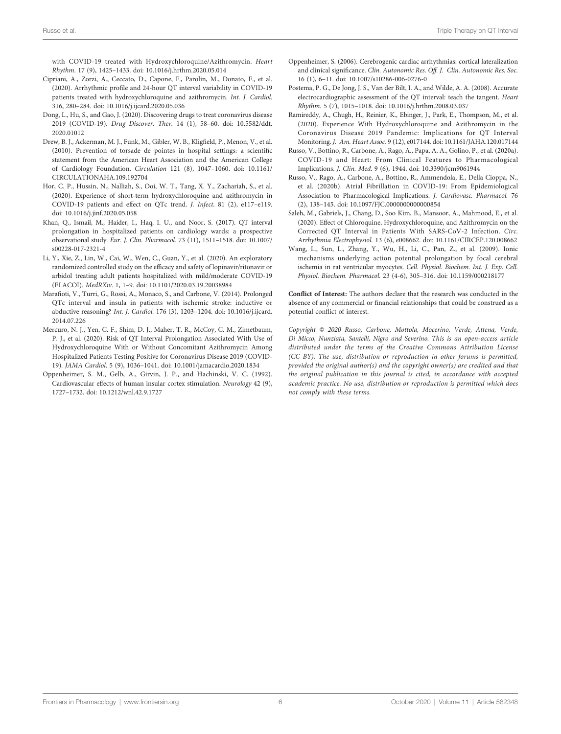with COVID-19 treated with Hydroxychloroquine/Azithromycin. *Heart Rhythm.* 17 (9), 1425–1433. doi: 10.1016/j.hrthm.2020.05.014

Cipriani, A., Zorzi, A., Ceccato, D., Capone, F., Parolin, M., Donato, F., et al. (2020). Arrhythmic profile and 24-hour QT interval variability in COVID-19 patients treated with hydroxychloroquine and azithromycin. *Int. J. Cardiol.* 316, 280–284. doi: 10.1016/j.ijcard.2020.05.036

Dong, L., Hu, S., and Gao, J. (2020). Discovering drugs to treat coronavirus disease 2019 (COVID-19). *Drug Discover. Ther.* 14 (1), 58–60. doi: 10.5582/ddt.2020.01012

Drew, B. J., Ackerman, M. J., Funk, M., Gibler, W. B., Kligfield, P., Menon, V., et al. (2010). Prevention of torsade de pointes in hospital settings: a scientific statement from the American Heart Association and the American College of Cardiology Foundation. *Circulation* 121 (8), 1047–1060. doi: 10.1161/CIRCULATIONAHA.109.192704

Hor, C. P., Hussin, N., Nalliah, S., Ooi, W. T., Tang, X. Y., Zachariah, S., et al. (2020). Experience of short-term hydroxychloroquine and azithromycin in COVID-19 patients and effect on QTc trend. *J. Infect.* 81 (2), e117–e119. doi: 10.1016/j.jinf.2020.05.058

Khan, Q., Ismail, M., Haider, I., Haq, I. U., and Noor, S. (2017). QT interval prolongation in hospitalized patients on cardiology wards: a prospective observational study. *Eur. J. Clin. Pharmacol.* 73 (11), 1511–1518. doi: 10.1007/s00228-017-2321-4

Li, Y., Xie, Z., Lin, W., Cai, W., Wen, C., Guan, Y., et al. (2020). An exploratory randomized controlled study on the efficacy and safety of lopinavir/ritonavir or arbidol treating adult patients hospitalized with mild/moderate COVID-19 (ELACOI). *MedRXiv*. 1, 1–9. doi: 10.1101/2020.03.19.20038984

Marafioti, V., Turri, G., Rossi, A., Monaco, S., and Carbone, V. (2014). Prolonged QTc interval and insula in patients with ischemic stroke: inductive or abductive reasoning? *Int. J. Cardiol.* 176 (3), 1203–1204. doi: 10.1016/j.ijcard.2014.07.226

Mercuro, N. J., Yen, C. F., Shim, D. J., Maher, T. R., McCoy, C. M., Zimetbaum, P. J., et al. (2020). Risk of QT Interval Prolongation Associated With Use of Hydroxychloroquine With or Without Concomitant Azithromycin Among Hospitalized Patients Testing Positive for Coronavirus Disease 2019 (COVID-19). *JAMA Cardiol.* 5 (9), 1036–1041. doi: 10.1001/jamacardio.2020.1834

Oppenheimer, S. M., Gelb, A., Girvin, J. P., and Hachinski, V. C. (1992). Cardiovascular effects of human insular cortex stimulation. *Neurology* 42 (9), 1727–1732. doi: 10.1212/wnl.42.9.1727

Oppenheimer, S. (2006). Cerebrogenic cardiac arrhythmias: cortical lateralization and clinical significance. *Clin. Autonomic Res. Off. J. Clin. Autonomic Res. Soc.* 16 (1), 6–11. doi: 10.1007/s10286-006-0276-0

Postema, P. G., De Jong, J. S., Van der Bilt, I. A., and Wilde, A. A. (2008). Accurate electrocardiographic assessment of the QT interval: teach the tangent. *Heart Rhythm.* 5 (7), 1015–1018. doi: 10.1016/j.hrthm.2008.03.037

Ramireddy, A., Chugh, H., Reinier, K., Ebinger, J., Park, E., Thompson, M., et al. (2020). Experience With Hydroxychloroquine and Azithromycin in the Coronavirus Disease 2019 Pandemic: Implications for QT Interval Monitoring. *J. Am. Heart Assoc.* 9 (12), e017144. doi: 10.1161/JAHA.120.017144

Russo, V., Bottino, R., Carbone, A., Rago, A., Papa, A. A., Golino, P., et al. (2020a). COVID-19 and Heart: From Clinical Features to Pharmacological Implications. *J. Clin. Med.* 9 (6), 1944. doi: 10.3390/jcm9061944

Russo, V., Rago, A., Carbone, A., Bottino, R., Ammendola, E., Della Cioppa, N., et al. (2020b). Atrial Fibrillation in COVID-19: From Epidemiological Association to Pharmacological Implications. *J. Cardiovasc. Pharmacol.* 76 (2), 138–145. doi: 10.1097/FJC.0000000000000854

Saleh, M., Gabriels, J., Chang, D., Soo Kim, B., Mansoor, A., Mahmood, E., et al. (2020). Effect of Chloroquine, Hydroxychloroquine, and Azithromycin on the Corrected QT Interval in Patients With SARS-CoV-2 Infection. *Circ. Arrhythmia Electrophysiol.* 13 (6), e008662. doi: 10.1161/CIRCEP.120.008662

Wang, L., Sun, L., Zhang, Y., Wu, H., Li, C., Pan, Z., et al. (2009). Ionic mechanisms underlying action potential prolongation by focal cerebral ischemia in rat ventricular myocytes. *Cell. Physiol. Biochem. Int. J. Exp. Cell. Physiol. Biochem. Pharmacol.* 23 (4-6), 305–316. doi: 10.1159/000218177

**Conflict of Interest:** The authors declare that the research was conducted in the absence of any commercial or financial relationships that could be construed as a potential conflict of interest.

*Copyright © 2020 Russo, Carbone, Mottola, Mocerino, Verde, Attena, Verde, Di Micco, Nunziata, Santelli, Nigro and Severino. This is an open-access article distributed under the terms of the Creative Commons Attribution License (CC BY). The use, distribution or reproduction in other forums is permitted, provided the original author(s) and the copyright owner(s) are credited and that the original publication in this journal is cited, in accordance with accepted academic practice. No use, distribution or reproduction is permitted which does not comply with these terms.*